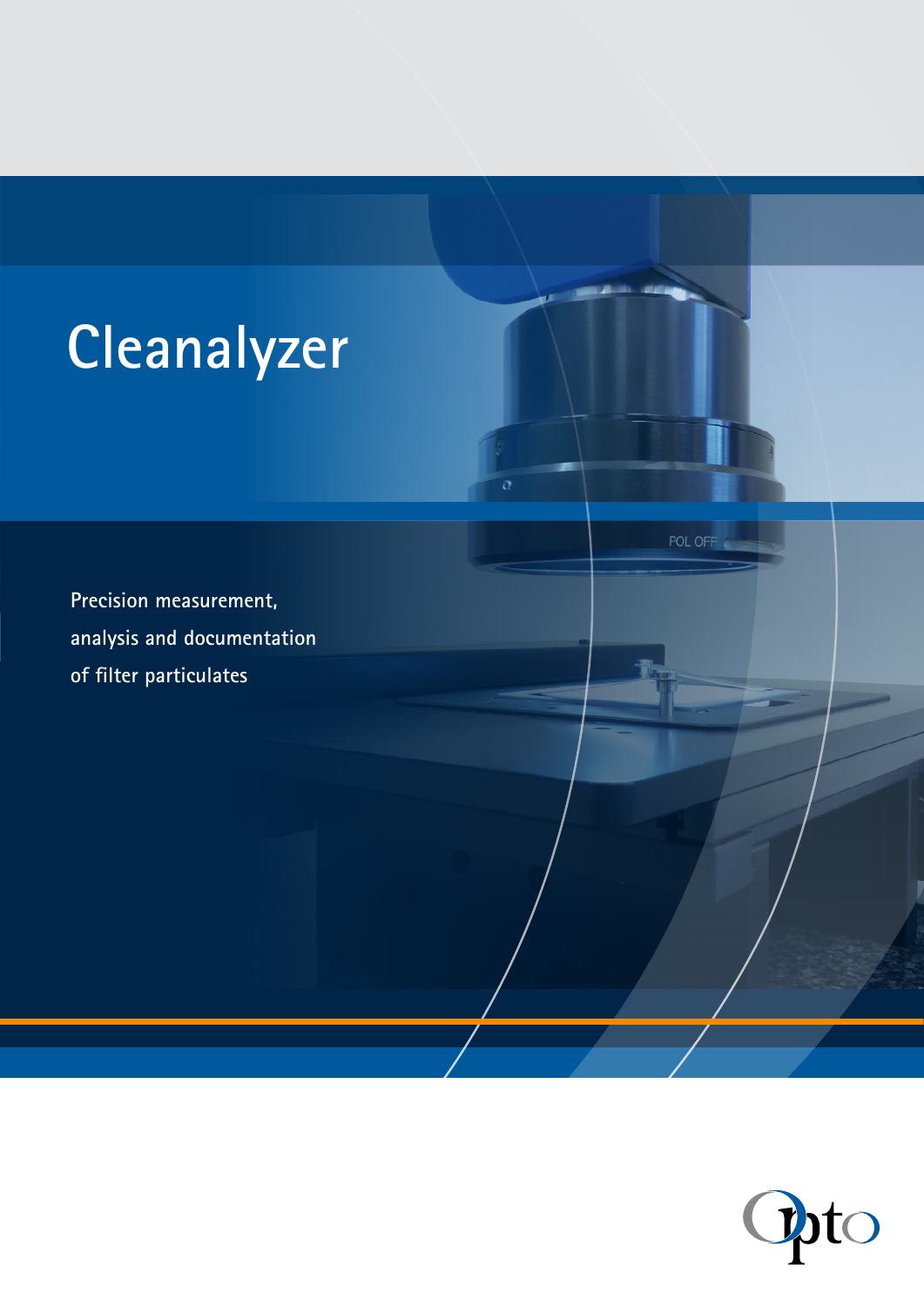# Cleanalyzer

**Precision measurement, analysis and documentation of filter particulates**

Opto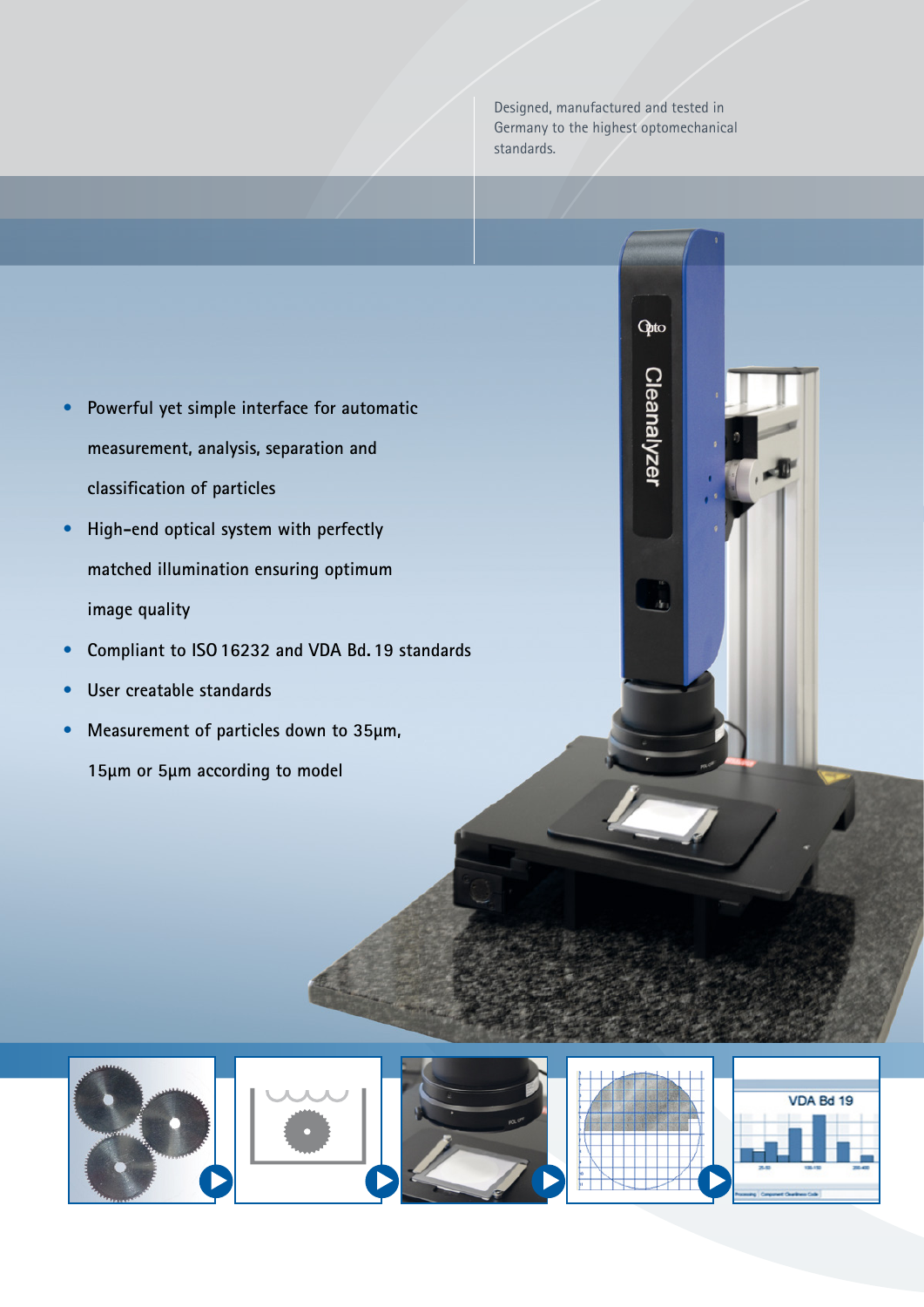Designed, manufactured and tested in Germany to the highest optomechanical standards.

- Powerful yet simple interface for automatic measurement, analysis, separation and classification of particles
- High-end optical system with perfectly matched illumination ensuring optimum image quality
- Compliant to ISO 16232 and VDA Bd. 19 standards
- User creatable standards
- Measurement of particles down to 35µm, 15µm or 5µm according to model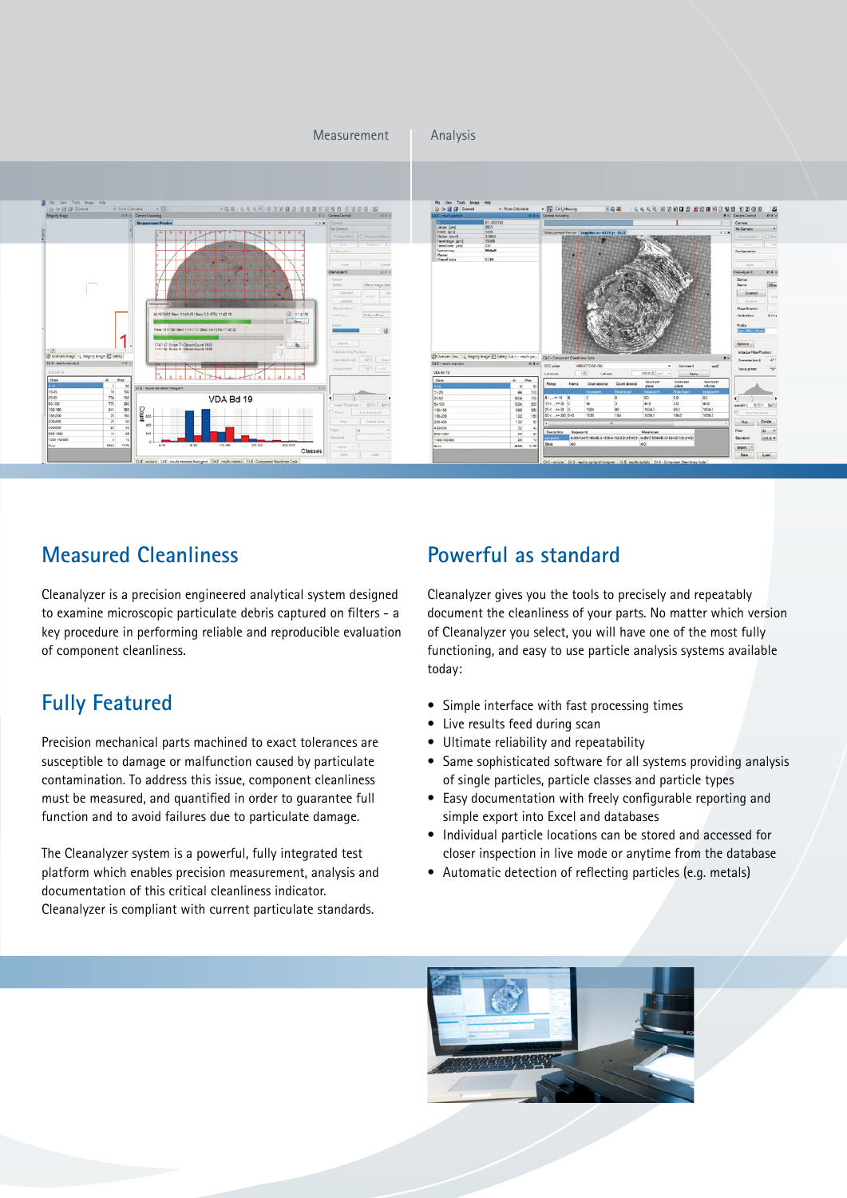Measurement | Analysis

## Measured Cleanliness

Cleanalyzer is a precision engineered analytical system designed to examine microscopic particulate debris captured on filters - a key procedure in performing reliable and reproducible evaluation of component cleanliness.

## Fully Featured

Precision mechanical parts machined to exact tolerances are susceptible to damage or malfunction caused by particulate contamination. To address this issue, component cleanliness must be measured, and quantified in order to guarantee full function and to avoid failures due to particulate damage.

The Cleanalyzer system is a powerful, fully integrated test platform which enables precision measurement, analysis and documentation of this critical cleanliness indicator. Cleanalyzer is compliant with current particulate standards.

## Powerful as standard

Cleanalyzer gives you the tools to precisely and repeatably document the cleanliness of your parts. No matter which version of Cleanalyzer you select, you will have one of the most fully functioning, and easy to use particle analysis systems available today:

- Simple interface with fast processing times
- Live results feed during scan
- Ultimate reliability and repeatability
- Same sophisticated software for all systems providing analysis of single particles, particle classes and particle types
- Easy documentation with freely configurable reporting and simple export into Excel and databases
- Individual particle locations can be stored and accessed for closer inspection in live mode or anytime from the database
- Automatic detection of reflecting particles (e.g. metals)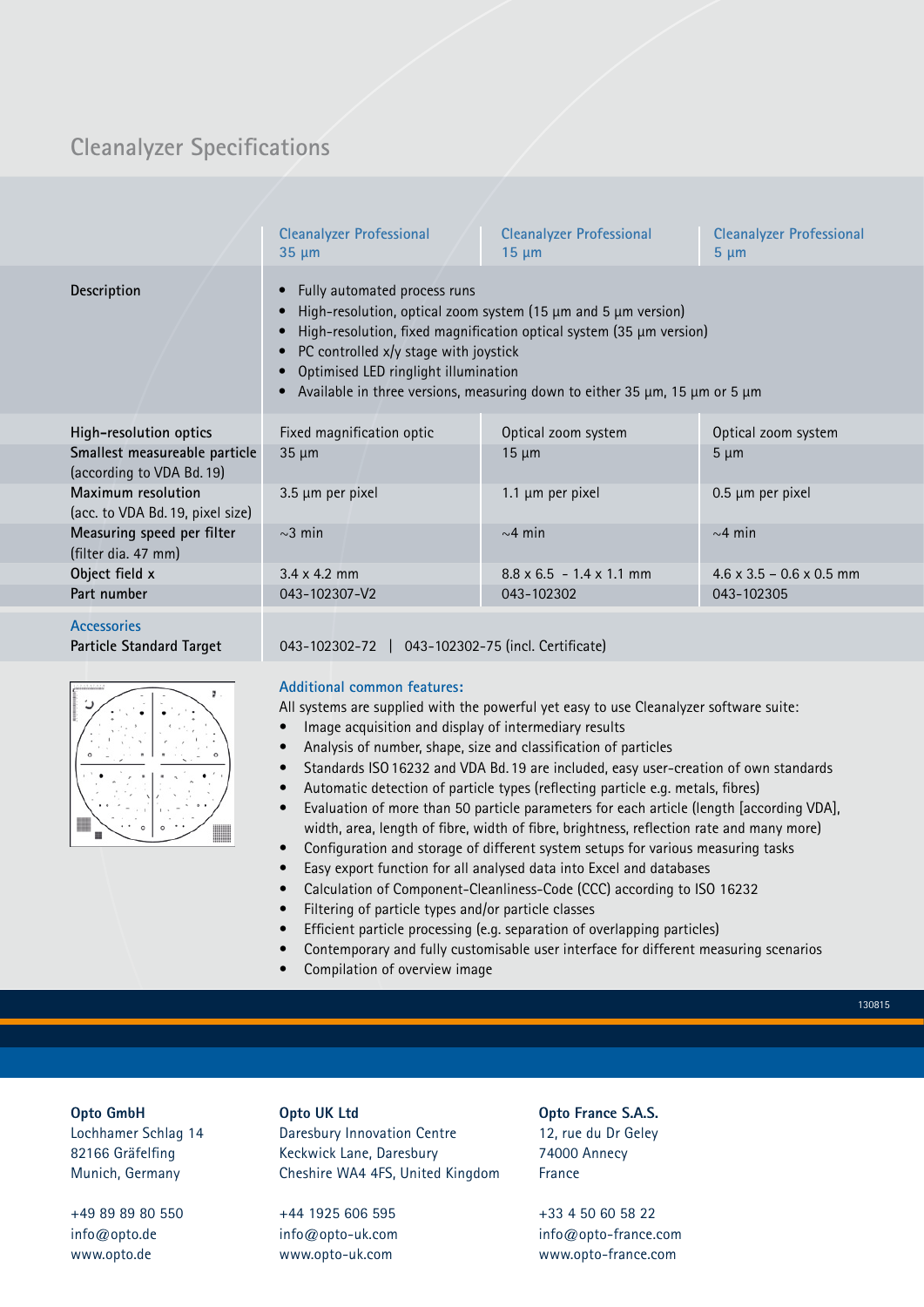## Cleanalyzer Specifications

| | Cleanalyzer Professional 35 µm | Cleanalyzer Professional 15 µm | Cleanalyzer Professional 5 µm |
|---|---|---|---|
| **Description** | • Fully automated process runs<br>• High-resolution, optical zoom system (15 µm and 5 µm version)<br>• High-resolution, fixed magnification optical system (35 µm version)<br>• PC controlled x/y stage with joystick<br>• Optimised LED ringlight illumination<br>• Available in three versions, measuring down to either 35 µm, 15 µm or 5 µm | | |
| **High-resolution optics** | Fixed magnification optic | Optical zoom system | Optical zoom system |
| **Smallest measureable particle** (according to VDA Bd. 19) | 35 µm | 15 µm | 5 µm |
| **Maximum resolution** (acc. to VDA Bd. 19, pixel size) | 3.5 µm per pixel | 1.1 µm per pixel | 0.5 µm per pixel |
| **Measuring speed per filter** (filter dia. 47 mm) | ~3 min | ~4 min | ~4 min |
| **Object field x** | 3.4 x 4.2 mm | 8.8 x 6.5 - 1.4 x 1.1 mm | 4.6 x 3.5 – 0.6 x 0.5 mm |
| **Part number** | 043-102307-V2 | 043-102302 | 043-102305 |

### Accessories

| | |
|---|---|
| **Particle Standard Target** | 043-102302-72 \| 043-102302-75 (incl. Certificate) |

### Additional common features:

All systems are supplied with the powerful yet easy to use Cleanalyzer software suite:

- Image acquisition and display of intermediary results
- Analysis of number, shape, size and classification of particles
- Standards ISO 16232 and VDA Bd. 19 are included, easy user-creation of own standards
- Automatic detection of particle types (reflecting particle e.g. metals, fibres)
- Evaluation of more than 50 particle parameters for each article (length [according VDA], width, area, length of fibre, width of fibre, brightness, reflection rate and many more)
- Configuration and storage of different system setups for various measuring tasks
- Easy export function for all analysed data into Excel and databases
- Calculation of Component-Cleanliness-Code (CCC) according to ISO 16232
- Filtering of particle types and/or particle classes
- Efficient particle processing (e.g. separation of overlapping particles)
- Contemporary and fully customisable user interface for different measuring scenarios
- Compilation of overview image

130815

**Opto GmbH**
Lochhamer Schlag 14
82166 Gräfelfing
Munich, Germany

+49 89 89 80 550
info@opto.de
www.opto.de

**Opto UK Ltd**
Daresbury Innovation Centre
Keckwick Lane, Daresbury
Cheshire WA4 4FS, United Kingdom

+44 1925 606 595
info@opto-uk.com
www.opto-uk.com

**Opto France S.A.S.**
12, rue du Dr Geley
74000 Annecy
France

+33 4 50 60 58 22
info@opto-france.com
www.opto-france.com